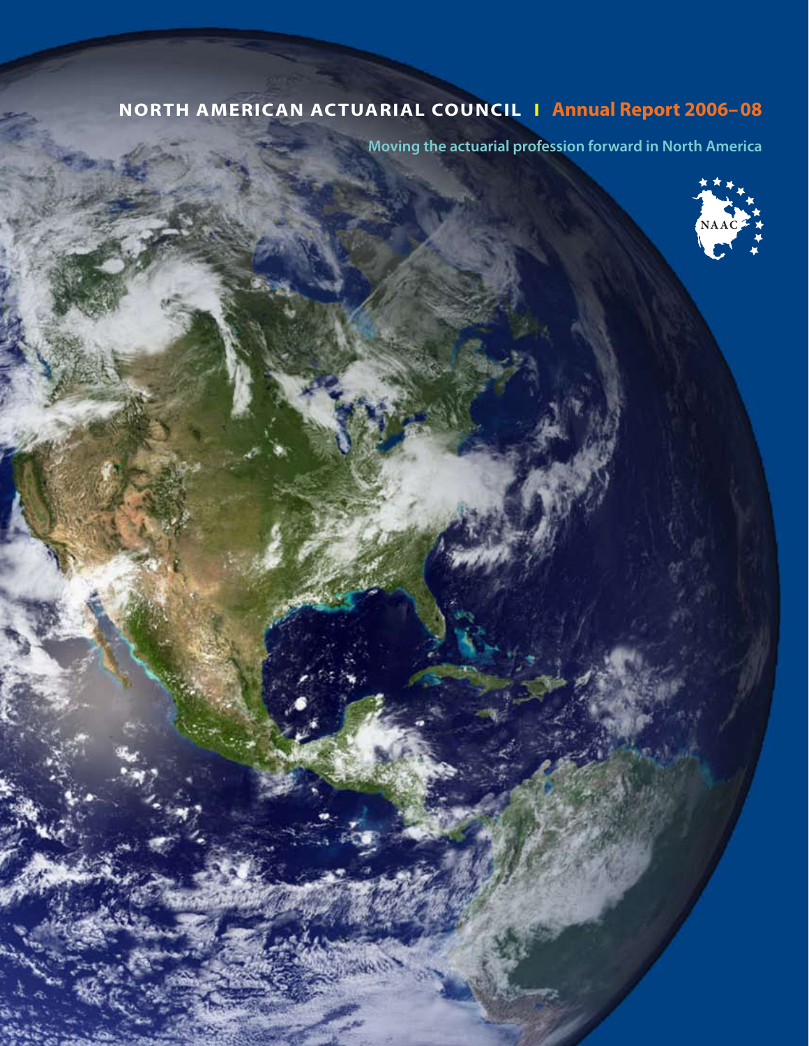# NORTH AMERICAN ACTUARIAL COUNCIL | Annual Report 2006–08

Moving the actuarial profession forward in North America

NAAC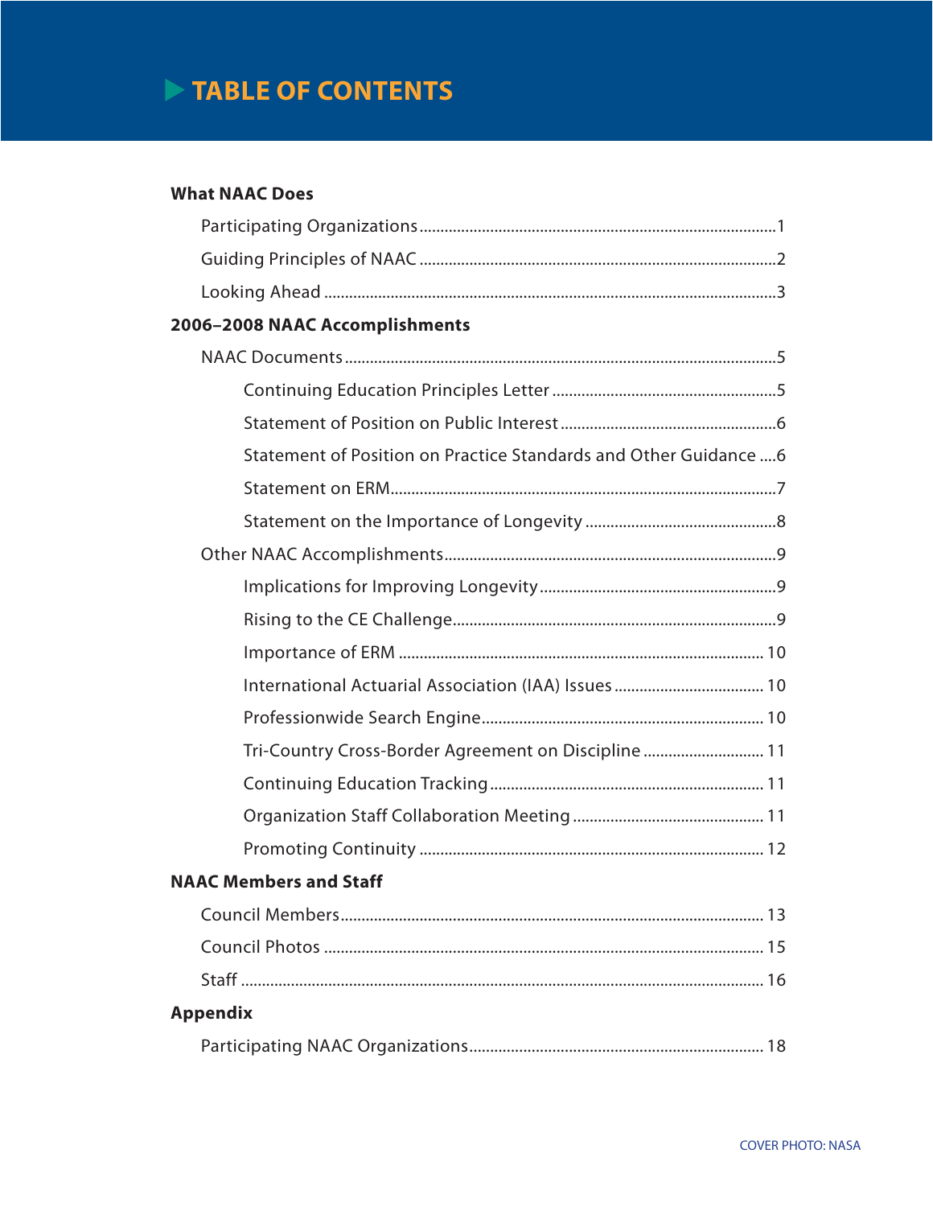# TABLE OF CONTENTS

**What NAAC Does**

- Participating Organizations .......... 1
- Guiding Principles of NAAC .......... 2
- Looking Ahead .......... 3

**2006–2008 NAAC Accomplishments**

- NAAC Documents .......... 5
  - Continuing Education Principles Letter .......... 5
  - Statement of Position on Public Interest .......... 6
  - Statement of Position on Practice Standards and Other Guidance .......... 6
  - Statement on ERM .......... 7
  - Statement on the Importance of Longevity .......... 8
- Other NAAC Accomplishments .......... 9
  - Implications for Improving Longevity .......... 9
  - Rising to the CE Challenge .......... 9
  - Importance of ERM .......... 10
  - International Actuarial Association (IAA) Issues .......... 10
  - Professionwide Search Engine .......... 10
  - Tri-Country Cross-Border Agreement on Discipline .......... 11
  - Continuing Education Tracking .......... 11
  - Organization Staff Collaboration Meeting .......... 11
  - Promoting Continuity .......... 12

**NAAC Members and Staff**

- Council Members .......... 13
- Council Photos .......... 15
- Staff .......... 16

**Appendix**

- Participating NAAC Organizations .......... 18

COVER PHOTO: NASA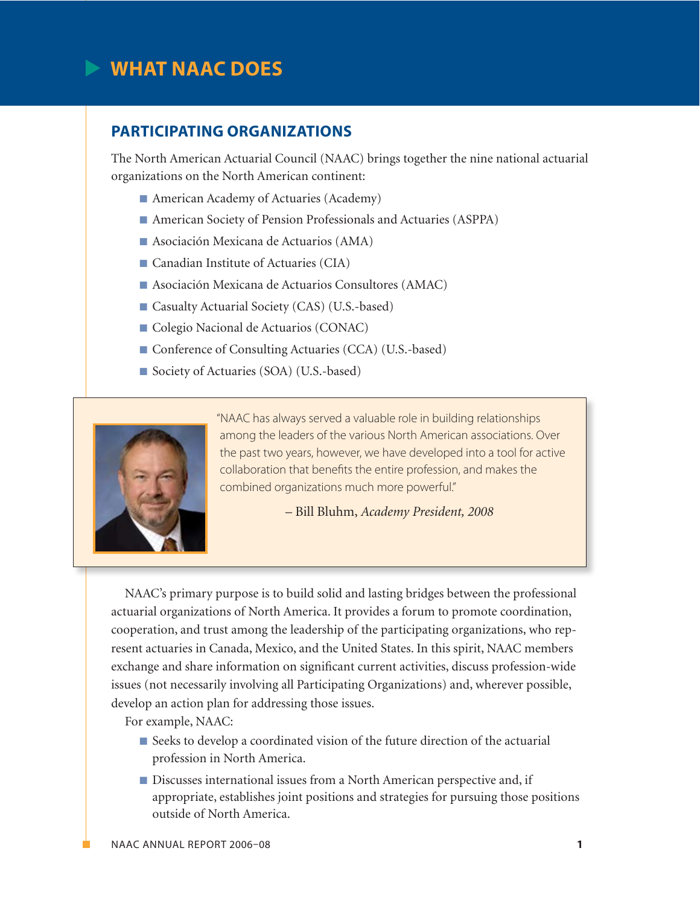# WHAT NAAC DOES

## PARTICIPATING ORGANIZATIONS

The North American Actuarial Council (NAAC) brings together the nine national actuarial organizations on the North American continent:

- American Academy of Actuaries (Academy)
- American Society of Pension Professionals and Actuaries (ASPPA)
- Asociación Mexicana de Actuarios (AMA)
- Canadian Institute of Actuaries (CIA)
- Asociación Mexicana de Actuarios Consultores (AMAC)
- Casualty Actuarial Society (CAS) (U.S.-based)
- Colegio Nacional de Actuarios (CONAC)
- Conference of Consulting Actuaries (CCA) (U.S.-based)
- Society of Actuaries (SOA) (U.S.-based)

"NAAC has always served a valuable role in building relationships among the leaders of the various North American associations. Over the past two years, however, we have developed into a tool for active collaboration that benefits the entire profession, and makes the combined organizations much more powerful."

– Bill Bluhm, *Academy President, 2008*

NAAC's primary purpose is to build solid and lasting bridges between the professional actuarial organizations of North America. It provides a forum to promote coordination, cooperation, and trust among the leadership of the participating organizations, who represent actuaries in Canada, Mexico, and the United States. In this spirit, NAAC members exchange and share information on significant current activities, discuss profession-wide issues (not necessarily involving all Participating Organizations) and, wherever possible, develop an action plan for addressing those issues.

For example, NAAC:

- Seeks to develop a coordinated vision of the future direction of the actuarial profession in North America.
- Discusses international issues from a North American perspective and, if appropriate, establishes joint positions and strategies for pursuing those positions outside of North America.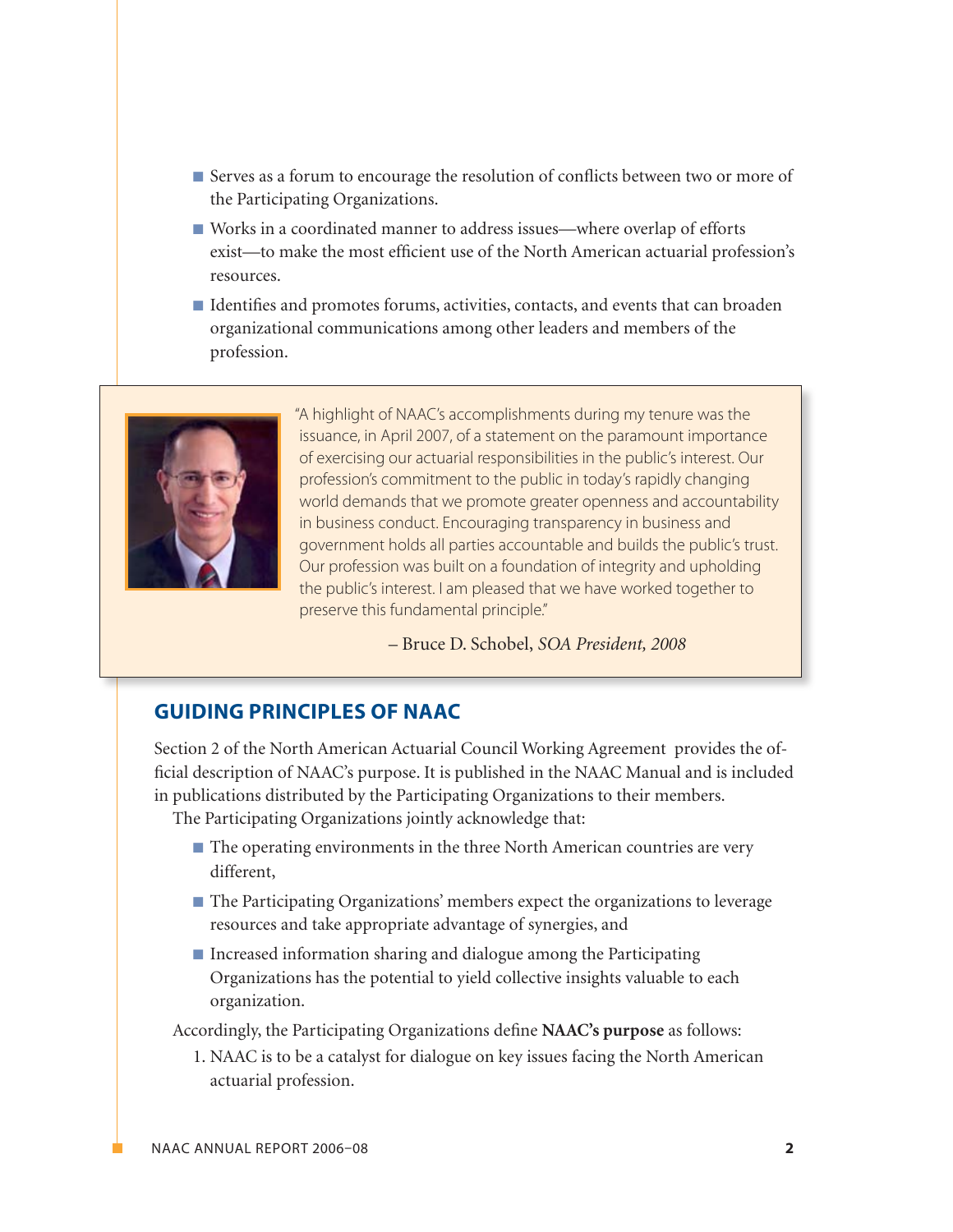- Serves as a forum to encourage the resolution of conflicts between two or more of the Participating Organizations.
- Works in a coordinated manner to address issues—where overlap of efforts exist—to make the most efficient use of the North American actuarial profession's resources.
- Identifies and promotes forums, activities, contacts, and events that can broaden organizational communications among other leaders and members of the profession.

> "A highlight of NAAC's accomplishments during my tenure was the issuance, in April 2007, of a statement on the paramount importance of exercising our actuarial responsibilities in the public's interest. Our profession's commitment to the public in today's rapidly changing world demands that we promote greater openness and accountability in business conduct. Encouraging transparency in business and government holds all parties accountable and builds the public's trust. Our profession was built on a foundation of integrity and upholding the public's interest. I am pleased that we have worked together to preserve this fundamental principle."
>
> – Bruce D. Schobel, *SOA President, 2008*

## GUIDING PRINCIPLES OF NAAC

Section 2 of the North American Actuarial Council Working Agreement provides the official description of NAAC's purpose. It is published in the NAAC Manual and is included in publications distributed by the Participating Organizations to their members.

The Participating Organizations jointly acknowledge that:

- The operating environments in the three North American countries are very different,
- The Participating Organizations' members expect the organizations to leverage resources and take appropriate advantage of synergies, and
- Increased information sharing and dialogue among the Participating Organizations has the potential to yield collective insights valuable to each organization.

Accordingly, the Participating Organizations define **NAAC's purpose** as follows:

1. NAAC is to be a catalyst for dialogue on key issues facing the North American actuarial profession.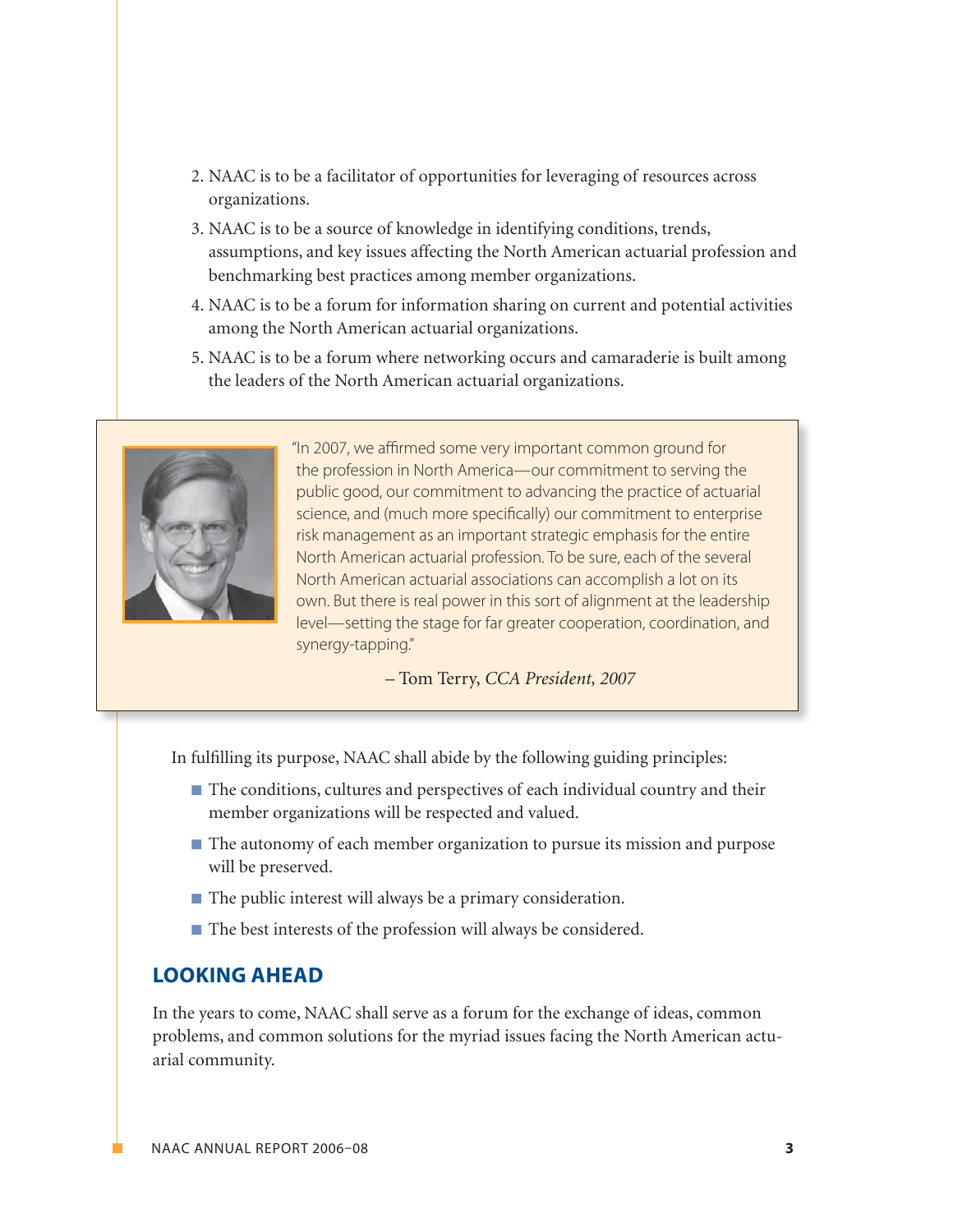2. NAAC is to be a facilitator of opportunities for leveraging of resources across organizations.
3. NAAC is to be a source of knowledge in identifying conditions, trends, assumptions, and key issues affecting the North American actuarial profession and benchmarking best practices among member organizations.
4. NAAC is to be a forum for information sharing on current and potential activities among the North American actuarial organizations.
5. NAAC is to be a forum where networking occurs and camaraderie is built among the leaders of the North American actuarial organizations.

> "In 2007, we affirmed some very important common ground for the profession in North America—our commitment to serving the public good, our commitment to advancing the practice of actuarial science, and (much more specifically) our commitment to enterprise risk management as an important strategic emphasis for the entire North American actuarial profession. To be sure, each of the several North American actuarial associations can accomplish a lot on its own. But there is real power in this sort of alignment at the leadership level—setting the stage for far greater cooperation, coordination, and synergy-tapping."
>
> – Tom Terry, *CCA President, 2007*

In fulfilling its purpose, NAAC shall abide by the following guiding principles:

- The conditions, cultures and perspectives of each individual country and their member organizations will be respected and valued.
- The autonomy of each member organization to pursue its mission and purpose will be preserved.
- The public interest will always be a primary consideration.
- The best interests of the profession will always be considered.

## LOOKING AHEAD

In the years to come, NAAC shall serve as a forum for the exchange of ideas, common problems, and common solutions for the myriad issues facing the North American actuarial community.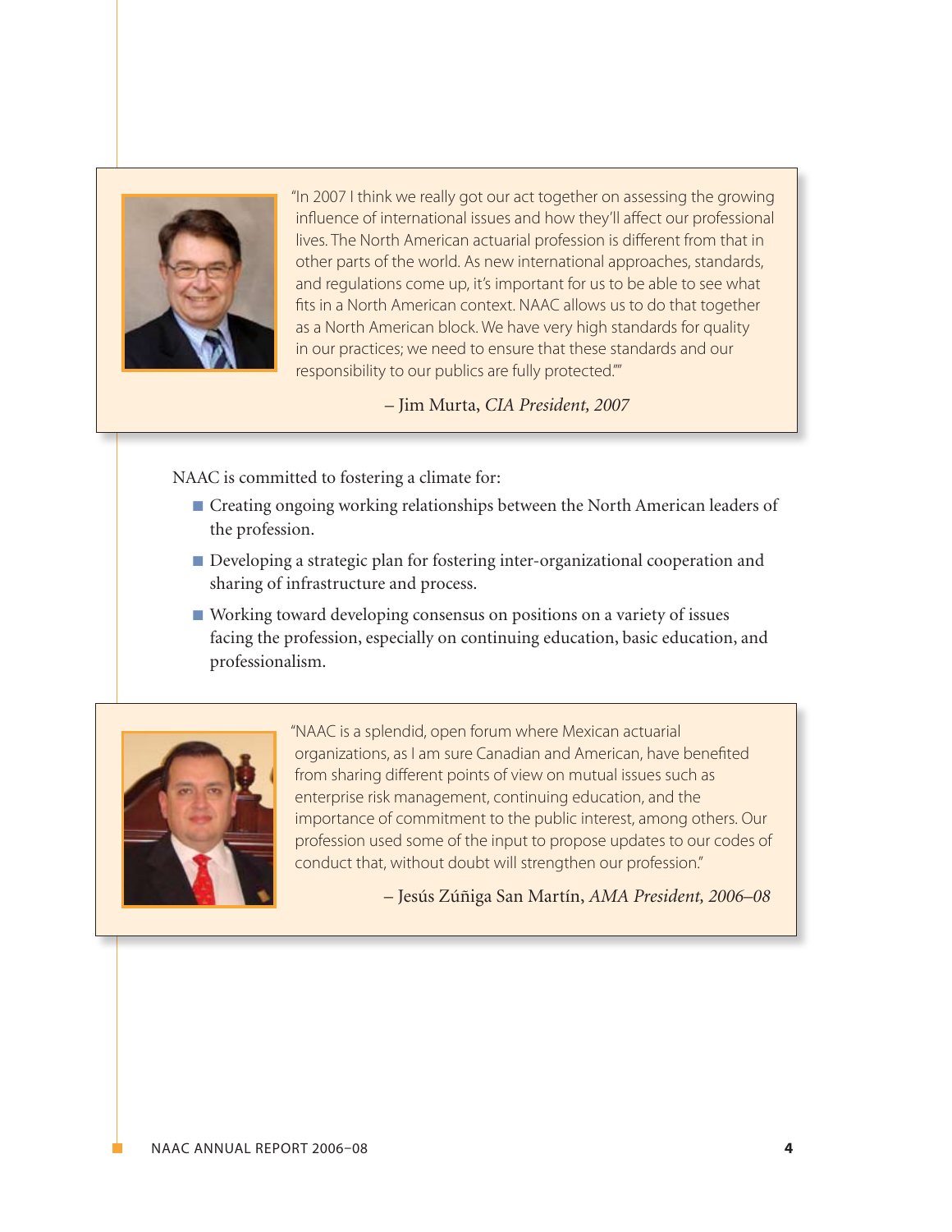"In 2007 I think we really got our act together on assessing the growing influence of international issues and how they'll affect our professional lives. The North American actuarial profession is different from that in other parts of the world. As new international approaches, standards, and regulations come up, it's important for us to be able to see what fits in a North American context. NAAC allows us to do that together as a North American block. We have very high standards for quality in our practices; we need to ensure that these standards and our responsibility to our publics are fully protected.""

– Jim Murta, *CIA President, 2007*

NAAC is committed to fostering a climate for:

- Creating ongoing working relationships between the North American leaders of the profession.
- Developing a strategic plan for fostering inter-organizational cooperation and sharing of infrastructure and process.
- Working toward developing consensus on positions on a variety of issues facing the profession, especially on continuing education, basic education, and professionalism.

"NAAC is a splendid, open forum where Mexican actuarial organizations, as I am sure Canadian and American, have benefited from sharing different points of view on mutual issues such as enterprise risk management, continuing education, and the importance of commitment to the public interest, among others. Our profession used some of the input to propose updates to our codes of conduct that, without doubt will strengthen our profession."

– Jesús Zúñiga San Martín, *AMA President, 2006–08*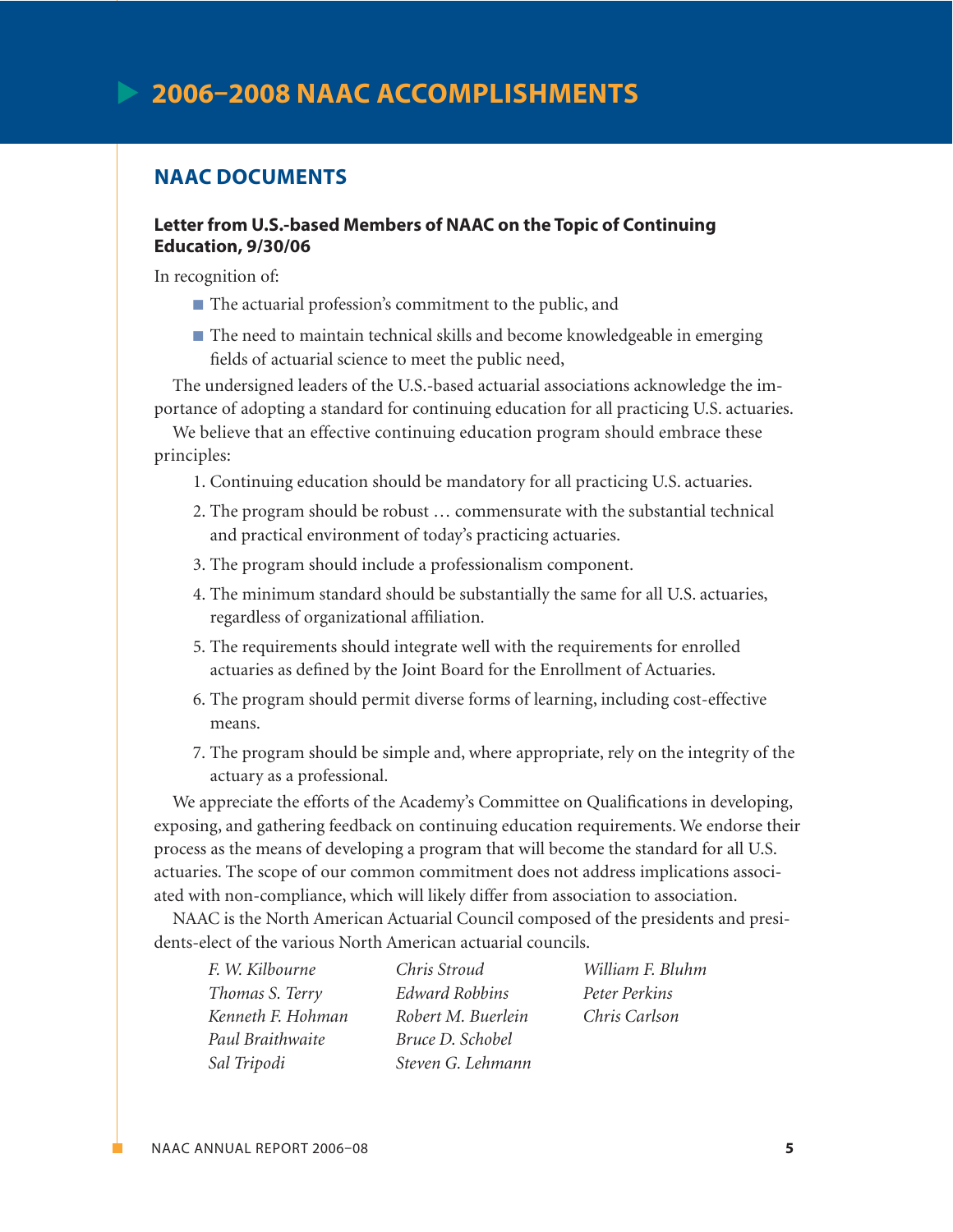# 2006–2008 NAAC ACCOMPLISHMENTS

## NAAC DOCUMENTS

### Letter from U.S.-based Members of NAAC on the Topic of Continuing Education, 9/30/06

In recognition of:

- The actuarial profession's commitment to the public, and
- The need to maintain technical skills and become knowledgeable in emerging fields of actuarial science to meet the public need,

The undersigned leaders of the U.S.-based actuarial associations acknowledge the importance of adopting a standard for continuing education for all practicing U.S. actuaries.

We believe that an effective continuing education program should embrace these principles:

1. Continuing education should be mandatory for all practicing U.S. actuaries.
2. The program should be robust … commensurate with the substantial technical and practical environment of today's practicing actuaries.
3. The program should include a professionalism component.
4. The minimum standard should be substantially the same for all U.S. actuaries, regardless of organizational affiliation.
5. The requirements should integrate well with the requirements for enrolled actuaries as defined by the Joint Board for the Enrollment of Actuaries.
6. The program should permit diverse forms of learning, including cost-effective means.
7. The program should be simple and, where appropriate, rely on the integrity of the actuary as a professional.

We appreciate the efforts of the Academy's Committee on Qualifications in developing, exposing, and gathering feedback on continuing education requirements. We endorse their process as the means of developing a program that will become the standard for all U.S. actuaries. The scope of our common commitment does not address implications associated with non-compliance, which will likely differ from association to association.

NAAC is the North American Actuarial Council composed of the presidents and presidents-elect of the various North American actuarial councils.

*F. W. Kilbourne*
*Thomas S. Terry*
*Kenneth F. Hohman*
*Paul Braithwaite*
*Sal Tripodi*
*Chris Stroud*
*Edward Robbins*
*Robert M. Buerlein*
*Bruce D. Schobel*
*Steven G. Lehmann*
*William F. Bluhm*
*Peter Perkins*
*Chris Carlson*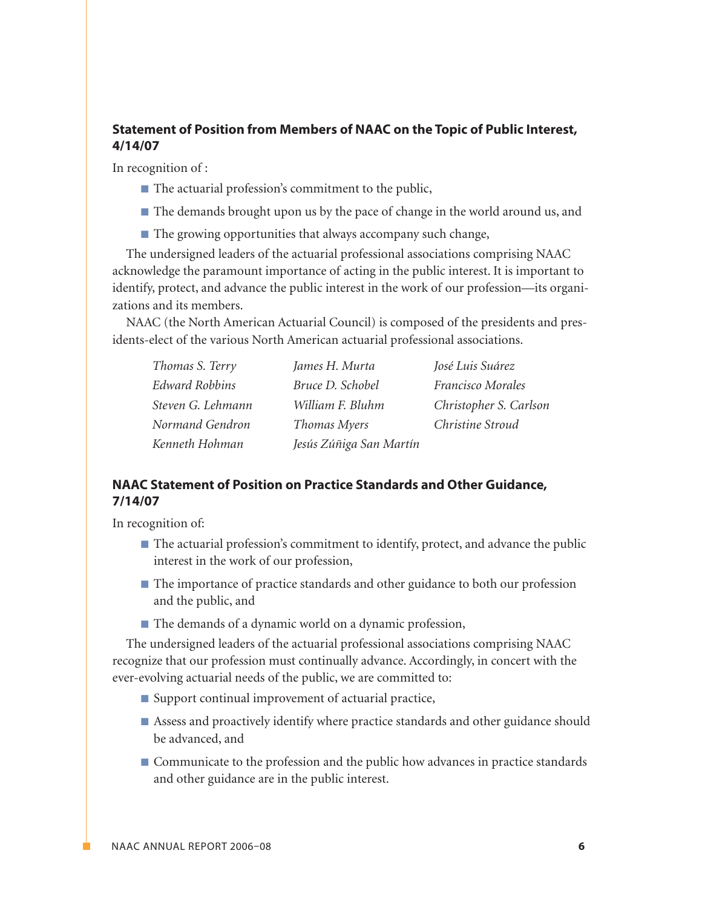### Statement of Position from Members of NAAC on the Topic of Public Interest, 4/14/07

In recognition of :

- The actuarial profession's commitment to the public,
- The demands brought upon us by the pace of change in the world around us, and
- The growing opportunities that always accompany such change,

The undersigned leaders of the actuarial professional associations comprising NAAC acknowledge the paramount importance of acting in the public interest. It is important to identify, protect, and advance the public interest in the work of our profession—its organizations and its members.

NAAC (the North American Actuarial Council) is composed of the presidents and presidents-elect of the various North American actuarial professional associations.

*Thomas S. Terry*
*Edward Robbins*
*Steven G. Lehmann*
*Normand Gendron*
*Kenneth Hohman*
*James H. Murta*
*Bruce D. Schobel*
*William F. Bluhm*
*Thomas Myers*
*Jesús Zúñiga San Martín*
*José Luis Suárez*
*Francisco Morales*
*Christopher S. Carlson*
*Christine Stroud*

### NAAC Statement of Position on Practice Standards and Other Guidance, 7/14/07

In recognition of:

- The actuarial profession's commitment to identify, protect, and advance the public interest in the work of our profession,
- The importance of practice standards and other guidance to both our profession and the public, and
- The demands of a dynamic world on a dynamic profession,

The undersigned leaders of the actuarial professional associations comprising NAAC recognize that our profession must continually advance. Accordingly, in concert with the ever-evolving actuarial needs of the public, we are committed to:

- Support continual improvement of actuarial practice,
- Assess and proactively identify where practice standards and other guidance should be advanced, and
- Communicate to the profession and the public how advances in practice standards and other guidance are in the public interest.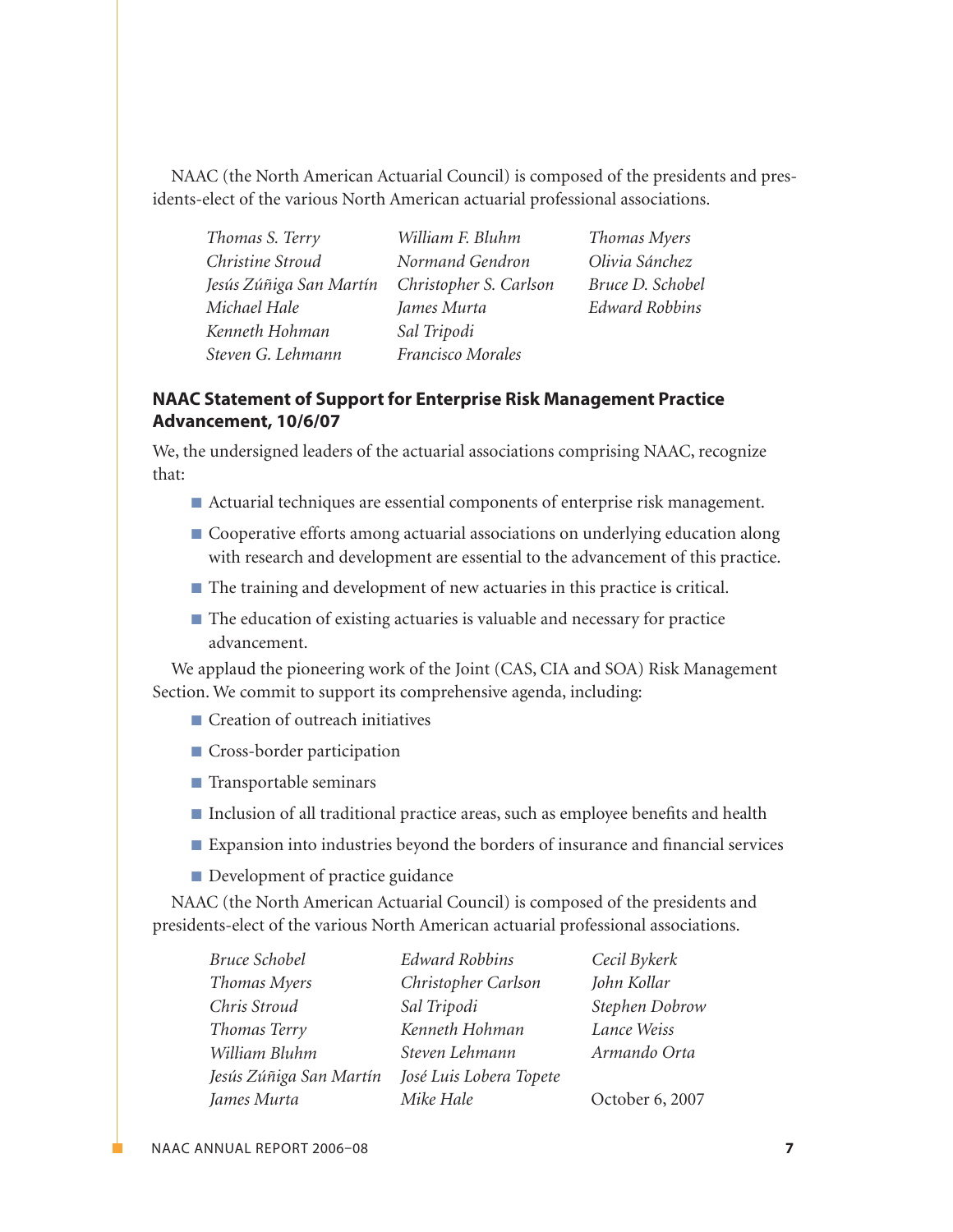NAAC (the North American Actuarial Council) is composed of the presidents and presidents-elect of the various North American actuarial professional associations.

*Thomas S. Terry*
*Christine Stroud*
*Jesús Zúñiga San Martín*
*Michael Hale*
*Kenneth Hohman*
*Steven G. Lehmann*
*William F. Bluhm*
*Normand Gendron*
*Christopher S. Carlson*
*James Murta*
*Sal Tripodi*
*Francisco Morales*
*Thomas Myers*
*Olivia Sánchez*
*Bruce D. Schobel*
*Edward Robbins*

### NAAC Statement of Support for Enterprise Risk Management Practice Advancement, 10/6/07

We, the undersigned leaders of the actuarial associations comprising NAAC, recognize that:

- Actuarial techniques are essential components of enterprise risk management.
- Cooperative efforts among actuarial associations on underlying education along with research and development are essential to the advancement of this practice.
- The training and development of new actuaries in this practice is critical.
- The education of existing actuaries is valuable and necessary for practice advancement.

We applaud the pioneering work of the Joint (CAS, CIA and SOA) Risk Management Section. We commit to support its comprehensive agenda, including:

- Creation of outreach initiatives
- Cross-border participation
- Transportable seminars
- Inclusion of all traditional practice areas, such as employee benefits and health
- Expansion into industries beyond the borders of insurance and financial services
- Development of practice guidance

NAAC (the North American Actuarial Council) is composed of the presidents and presidents-elect of the various North American actuarial professional associations.

*Bruce Schobel*
*Thomas Myers*
*Chris Stroud*
*Thomas Terry*
*William Bluhm*
*Jesús Zúñiga San Martín*
*James Murta*
*Edward Robbins*
*Christopher Carlson*
*Sal Tripodi*
*Kenneth Hohman*
*Steven Lehmann*
*José Luis Lobera Topete*
*Mike Hale*
*Cecil Bykerk*
*John Kollar*
*Stephen Dobrow*
*Lance Weiss*
*Armando Orta*

October 6, 2007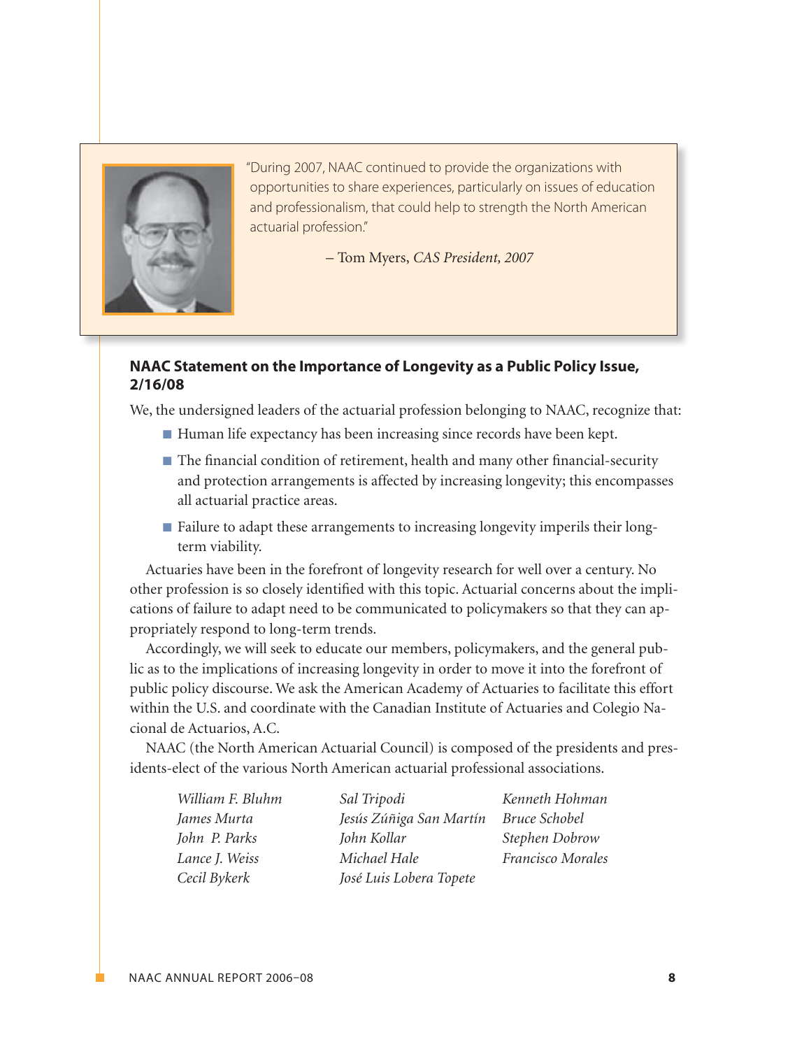> "During 2007, NAAC continued to provide the organizations with opportunities to share experiences, particularly on issues of education and professionalism, that could help to strength the North American actuarial profession."
>
> – Tom Myers, *CAS President, 2007*

### NAAC Statement on the Importance of Longevity as a Public Policy Issue, 2/16/08

We, the undersigned leaders of the actuarial profession belonging to NAAC, recognize that:

- Human life expectancy has been increasing since records have been kept.
- The financial condition of retirement, health and many other financial-security and protection arrangements is affected by increasing longevity; this encompasses all actuarial practice areas.
- Failure to adapt these arrangements to increasing longevity imperils their long-term viability.

Actuaries have been in the forefront of longevity research for well over a century. No other profession is so closely identified with this topic. Actuarial concerns about the implications of failure to adapt need to be communicated to policymakers so that they can appropriately respond to long-term trends.

Accordingly, we will seek to educate our members, policymakers, and the general public as to the implications of increasing longevity in order to move it into the forefront of public policy discourse. We ask the American Academy of Actuaries to facilitate this effort within the U.S. and coordinate with the Canadian Institute of Actuaries and Colegio Nacional de Actuarios, A.C.

NAAC (the North American Actuarial Council) is composed of the presidents and presidents-elect of the various North American actuarial professional associations.

*William F. Bluhm*
*James Murta*
*John P. Parks*
*Lance J. Weiss*
*Cecil Bykerk*
*Sal Tripodi*
*Jesús Zúñiga San Martín*
*John Kollar*
*Michael Hale*
*José Luis Lobera Topete*
*Kenneth Hohman*
*Bruce Schobel*
*Stephen Dobrow*
*Francisco Morales*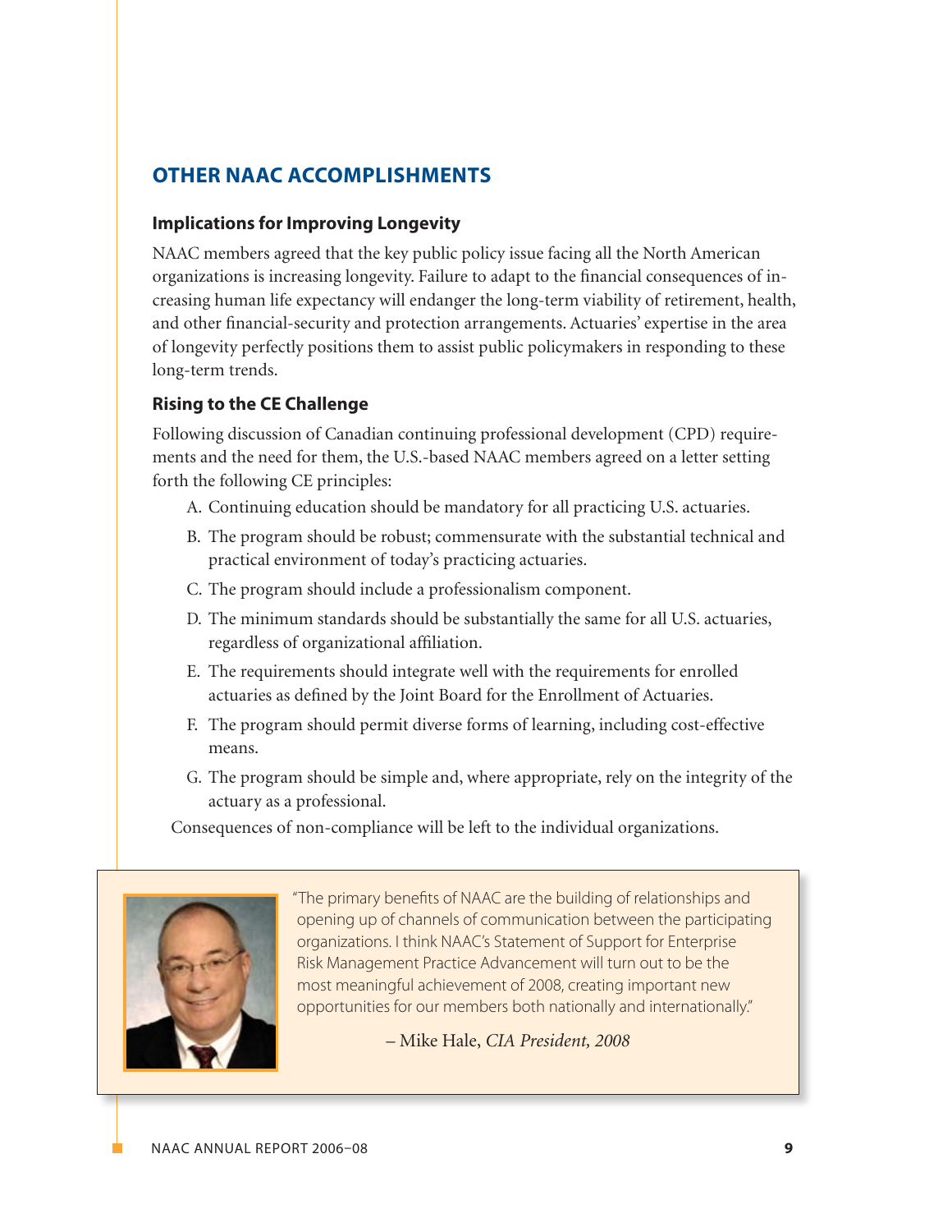## OTHER NAAC ACCOMPLISHMENTS

### Implications for Improving Longevity

NAAC members agreed that the key public policy issue facing all the North American organizations is increasing longevity. Failure to adapt to the financial consequences of increasing human life expectancy will endanger the long-term viability of retirement, health, and other financial-security and protection arrangements. Actuaries' expertise in the area of longevity perfectly positions them to assist public policymakers in responding to these long-term trends.

### Rising to the CE Challenge

Following discussion of Canadian continuing professional development (CPD) requirements and the need for them, the U.S.-based NAAC members agreed on a letter setting forth the following CE principles:

A. Continuing education should be mandatory for all practicing U.S. actuaries.

B. The program should be robust; commensurate with the substantial technical and practical environment of today's practicing actuaries.

C. The program should include a professionalism component.

D. The minimum standards should be substantially the same for all U.S. actuaries, regardless of organizational affiliation.

E. The requirements should integrate well with the requirements for enrolled actuaries as defined by the Joint Board for the Enrollment of Actuaries.

F. The program should permit diverse forms of learning, including cost-effective means.

G. The program should be simple and, where appropriate, rely on the integrity of the actuary as a professional.

Consequences of non-compliance will be left to the individual organizations.

"The primary benefits of NAAC are the building of relationships and opening up of channels of communication between the participating organizations. I think NAAC's Statement of Support for Enterprise Risk Management Practice Advancement will turn out to be the most meaningful achievement of 2008, creating important new opportunities for our members both nationally and internationally."

– Mike Hale, *CIA President, 2008*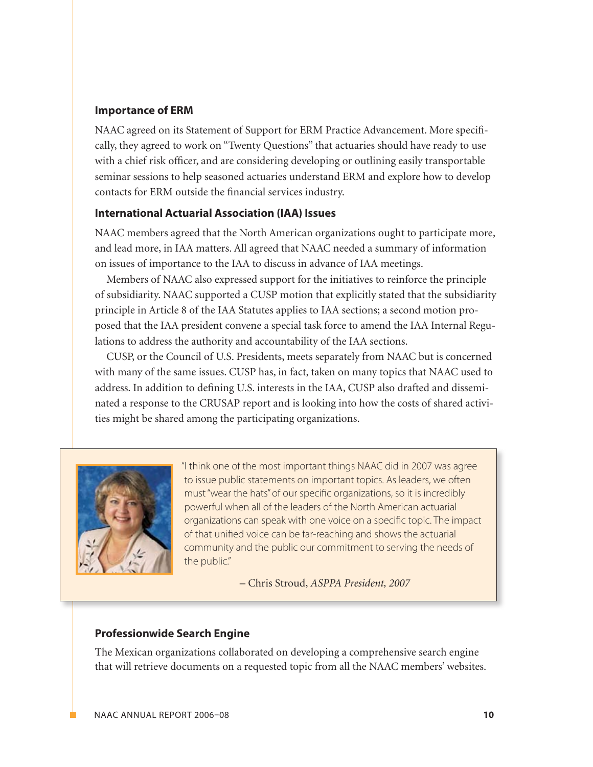### Importance of ERM

NAAC agreed on its Statement of Support for ERM Practice Advancement. More specifically, they agreed to work on "Twenty Questions" that actuaries should have ready to use with a chief risk officer, and are considering developing or outlining easily transportable seminar sessions to help seasoned actuaries understand ERM and explore how to develop contacts for ERM outside the financial services industry.

### International Actuarial Association (IAA) Issues

NAAC members agreed that the North American organizations ought to participate more, and lead more, in IAA matters. All agreed that NAAC needed a summary of information on issues of importance to the IAA to discuss in advance of IAA meetings.

Members of NAAC also expressed support for the initiatives to reinforce the principle of subsidiarity. NAAC supported a CUSP motion that explicitly stated that the subsidiarity principle in Article 8 of the IAA Statutes applies to IAA sections; a second motion proposed that the IAA president convene a special task force to amend the IAA Internal Regulations to address the authority and accountability of the IAA sections.

CUSP, or the Council of U.S. Presidents, meets separately from NAAC but is concerned with many of the same issues. CUSP has, in fact, taken on many topics that NAAC used to address. In addition to defining U.S. interests in the IAA, CUSP also drafted and disseminated a response to the CRUSAP report and is looking into how the costs of shared activities might be shared among the participating organizations.

> "I think one of the most important things NAAC did in 2007 was agree to issue public statements on important topics. As leaders, we often must "wear the hats" of our specific organizations, so it is incredibly powerful when all of the leaders of the North American actuarial organizations can speak with one voice on a specific topic. The impact of that unified voice can be far-reaching and shows the actuarial community and the public our commitment to serving the needs of the public."
>
> – Chris Stroud, *ASPPA President, 2007*

### Professionwide Search Engine

The Mexican organizations collaborated on developing a comprehensive search engine that will retrieve documents on a requested topic from all the NAAC members' websites.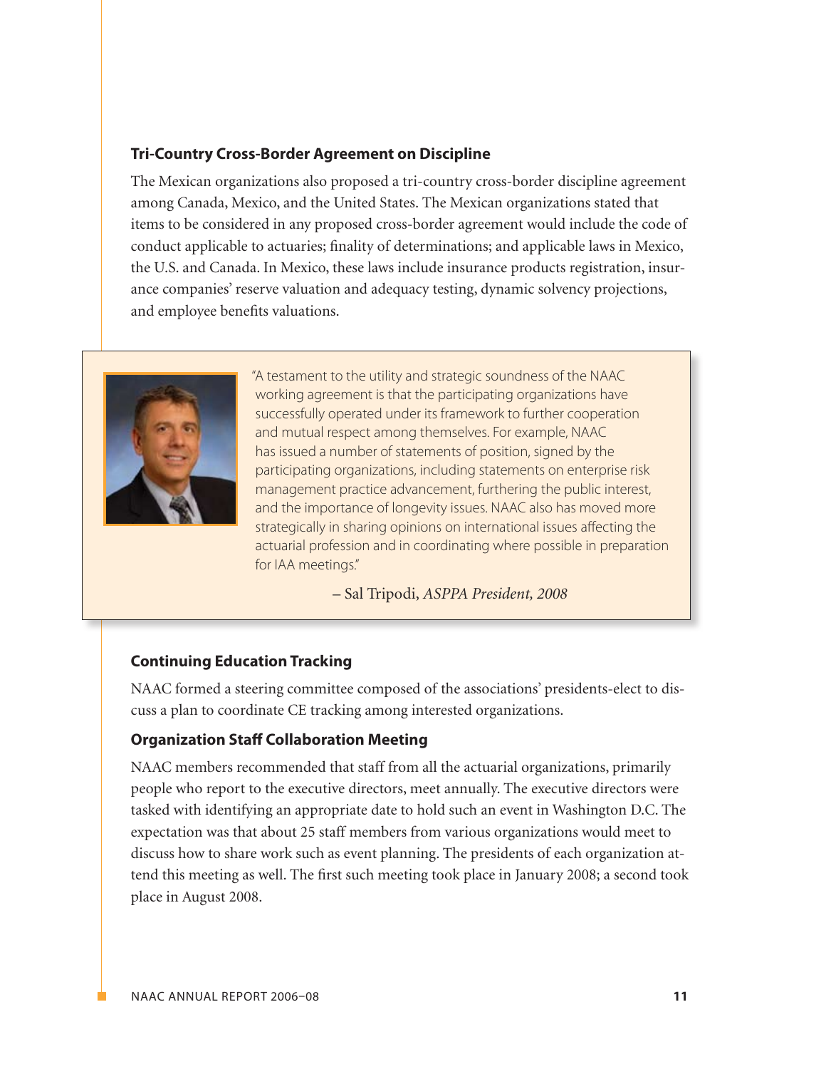### Tri-Country Cross-Border Agreement on Discipline

The Mexican organizations also proposed a tri-country cross-border discipline agreement among Canada, Mexico, and the United States. The Mexican organizations stated that items to be considered in any proposed cross-border agreement would include the code of conduct applicable to actuaries; finality of determinations; and applicable laws in Mexico, the U.S. and Canada. In Mexico, these laws include insurance products registration, insurance companies' reserve valuation and adequacy testing, dynamic solvency projections, and employee benefits valuations.

> "A testament to the utility and strategic soundness of the NAAC working agreement is that the participating organizations have successfully operated under its framework to further cooperation and mutual respect among themselves. For example, NAAC has issued a number of statements of position, signed by the participating organizations, including statements on enterprise risk management practice advancement, furthering the public interest, and the importance of longevity issues. NAAC also has moved more strategically in sharing opinions on international issues affecting the actuarial profession and in coordinating where possible in preparation for IAA meetings."
>
> – Sal Tripodi, *ASPPA President, 2008*

### Continuing Education Tracking

NAAC formed a steering committee composed of the associations' presidents-elect to discuss a plan to coordinate CE tracking among interested organizations.

### Organization Staff Collaboration Meeting

NAAC members recommended that staff from all the actuarial organizations, primarily people who report to the executive directors, meet annually. The executive directors were tasked with identifying an appropriate date to hold such an event in Washington D.C. The expectation was that about 25 staff members from various organizations would meet to discuss how to share work such as event planning. The presidents of each organization attend this meeting as well. The first such meeting took place in January 2008; a second took place in August 2008.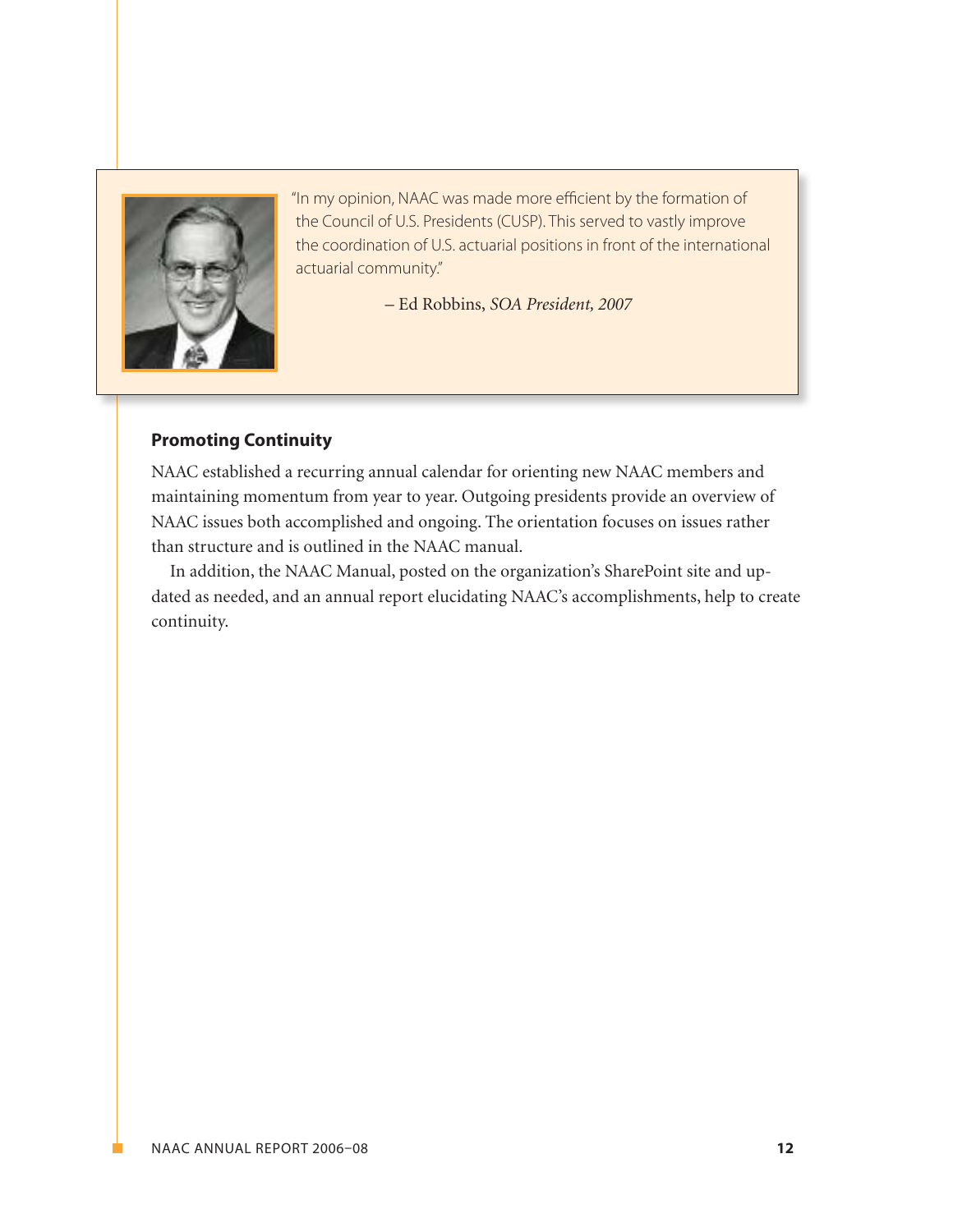"In my opinion, NAAC was made more efficient by the formation of the Council of U.S. Presidents (CUSP). This served to vastly improve the coordination of U.S. actuarial positions in front of the international actuarial community."

– Ed Robbins, *SOA President, 2007*

### Promoting Continuity

NAAC established a recurring annual calendar for orienting new NAAC members and maintaining momentum from year to year. Outgoing presidents provide an overview of NAAC issues both accomplished and ongoing. The orientation focuses on issues rather than structure and is outlined in the NAAC manual.

In addition, the NAAC Manual, posted on the organization's SharePoint site and updated as needed, and an annual report elucidating NAAC's accomplishments, help to create continuity.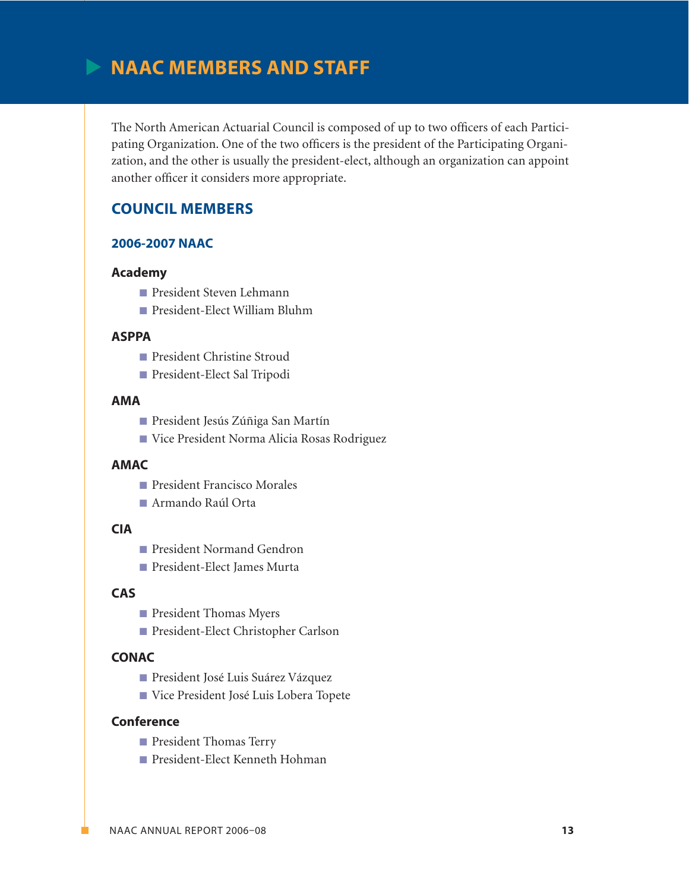# NAAC MEMBERS AND STAFF

The North American Actuarial Council is composed of up to two officers of each Participating Organization. One of the two officers is the president of the Participating Organization, and the other is usually the president-elect, although an organization can appoint another officer it considers more appropriate.

## COUNCIL MEMBERS

### 2006-2007 NAAC

#### Academy

- President Steven Lehmann
- President-Elect William Bluhm

#### ASPPA

- President Christine Stroud
- President-Elect Sal Tripodi

#### AMA

- President Jesús Zúñiga San Martín
- Vice President Norma Alicia Rosas Rodriguez

#### AMAC

- President Francisco Morales
- Armando Raúl Orta

#### CIA

- President Normand Gendron
- President-Elect James Murta

#### CAS

- President Thomas Myers
- President-Elect Christopher Carlson

#### CONAC

- President José Luis Suárez Vázquez
- Vice President José Luis Lobera Topete

#### Conference

- President Thomas Terry
- President-Elect Kenneth Hohman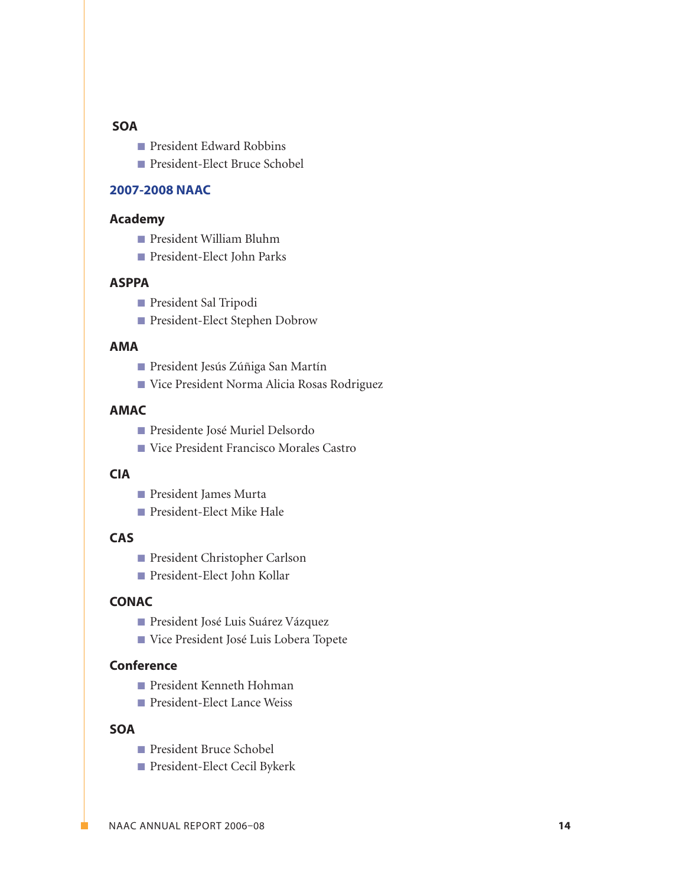### SOA

- President Edward Robbins
- President-Elect Bruce Schobel

## 2007-2008 NAAC

### Academy

- President William Bluhm
- President-Elect John Parks

### ASPPA

- President Sal Tripodi
- President-Elect Stephen Dobrow

### AMA

- President Jesús Zúñiga San Martín
- Vice President Norma Alicia Rosas Rodriguez

### AMAC

- Presidente José Muriel Delsordo
- Vice President Francisco Morales Castro

### CIA

- President James Murta
- President-Elect Mike Hale

### CAS

- President Christopher Carlson
- President-Elect John Kollar

### CONAC

- President José Luis Suárez Vázquez
- Vice President José Luis Lobera Topete

### Conference

- President Kenneth Hohman
- President-Elect Lance Weiss

### SOA

- President Bruce Schobel
- President-Elect Cecil Bykerk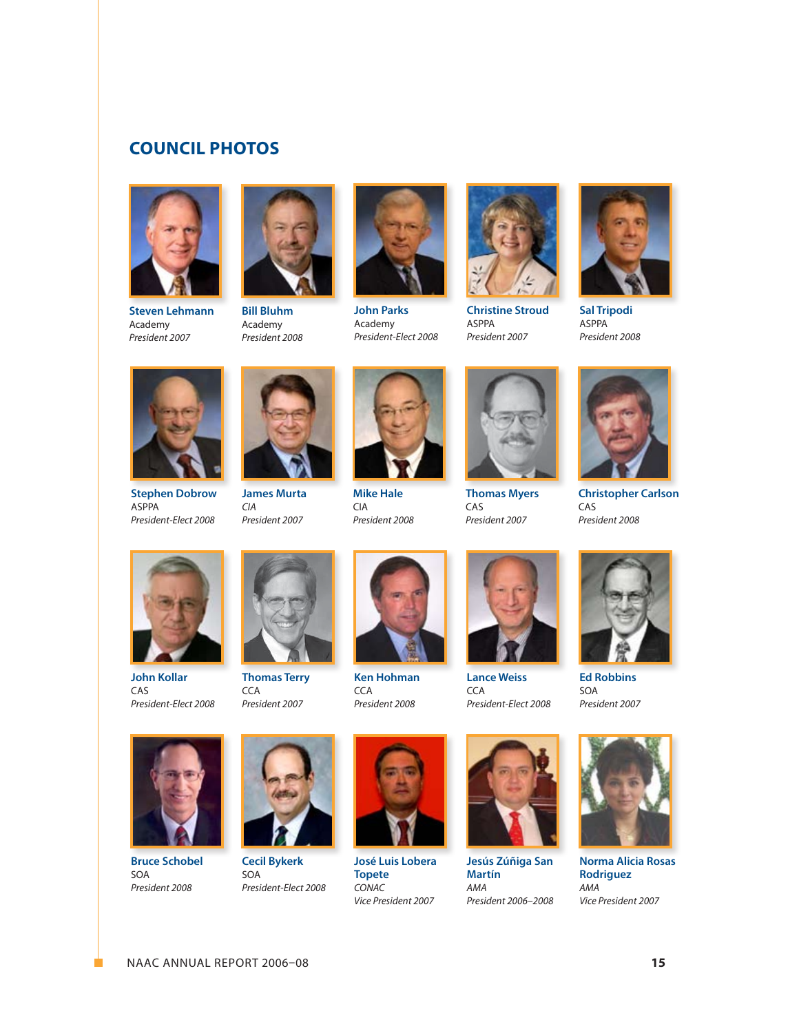## COUNCIL PHOTOS

**Steven Lehmann**
Academy
*President 2007*

**Bill Bluhm**
Academy
*President 2008*

**John Parks**
Academy
*President-Elect 2008*

**Christine Stroud**
ASPPA
*President 2007*

**Sal Tripodi**
ASPPA
*President 2008*

**Stephen Dobrow**
ASPPA
*President-Elect 2008*

**James Murta**
*CIA*
*President 2007*

**Mike Hale**
CIA
*President 2008*

**Thomas Myers**
CAS
*President 2007*

**Christopher Carlson**
CAS
*President 2008*

**John Kollar**
CAS
*President-Elect 2008*

**Thomas Terry**
CCA
*President 2007*

**Ken Hohman**
CCA
*President 2008*

**Lance Weiss**
CCA
*President-Elect 2008*

**Ed Robbins**
SOA
*President 2007*

**Bruce Schobel**
SOA
*President 2008*

**Cecil Bykerk**
SOA
*President-Elect 2008*

**José Luis Lobera Topete**
*CONAC*
*Vice President 2007*

**Jesús Zúñiga San Martín**
*AMA*
*President 2006–2008*

**Norma Alicia Rosas Rodriguez**
*AMA*
*Vice President 2007*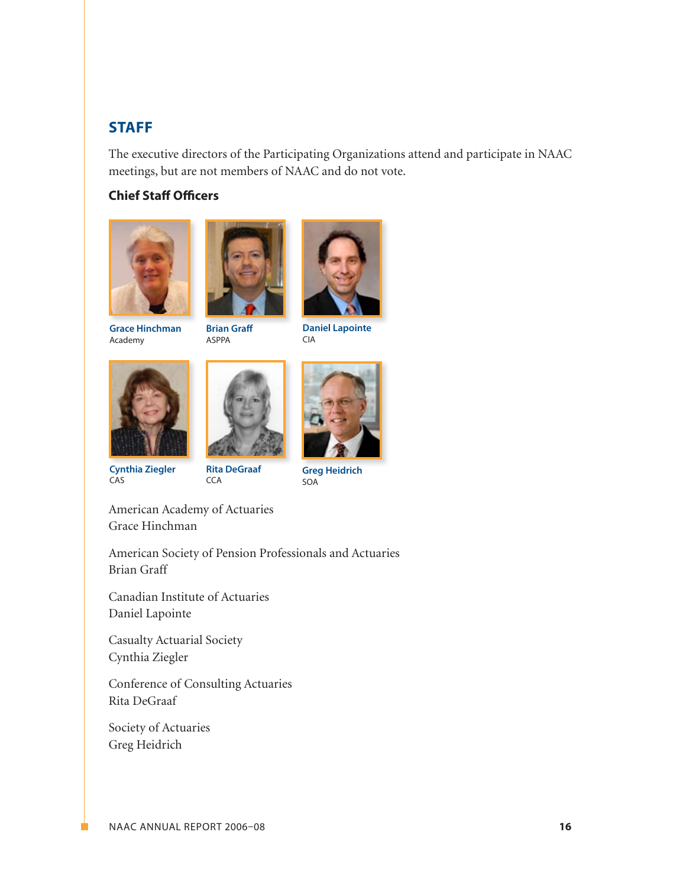## STAFF

The executive directors of the Participating Organizations attend and participate in NAAC meetings, but are not members of NAAC and do not vote.

### Chief Staff Officers

**Grace Hinchman**
Academy

**Brian Graff**
ASPPA

**Daniel Lapointe**
CIA

**Cynthia Ziegler**
CAS

**Rita DeGraaf**
CCA

**Greg Heidrich**
SOA

American Academy of Actuaries
Grace Hinchman

American Society of Pension Professionals and Actuaries
Brian Graff

Canadian Institute of Actuaries
Daniel Lapointe

Casualty Actuarial Society
Cynthia Ziegler

Conference of Consulting Actuaries
Rita DeGraaf

Society of Actuaries
Greg Heidrich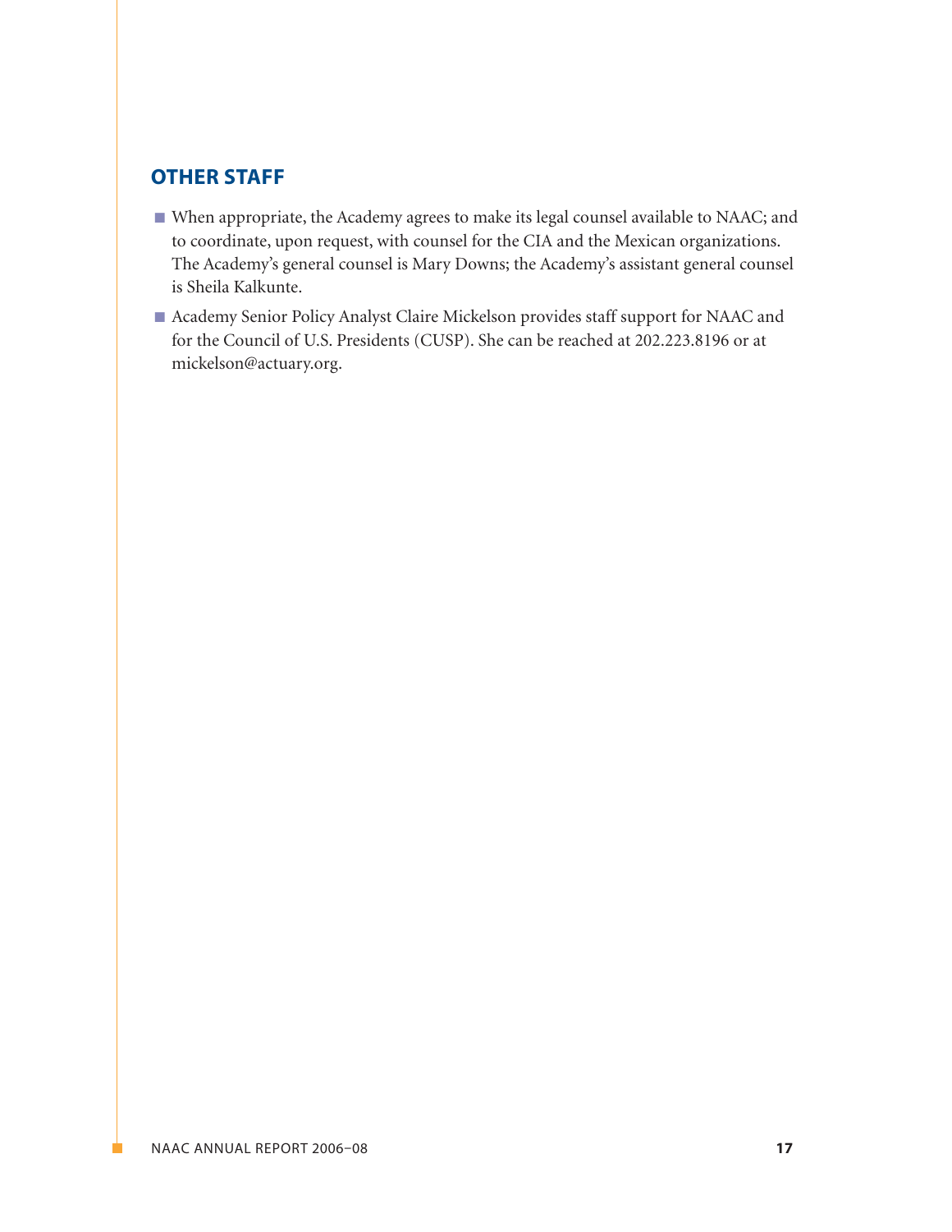## OTHER STAFF

- When appropriate, the Academy agrees to make its legal counsel available to NAAC; and to coordinate, upon request, with counsel for the CIA and the Mexican organizations. The Academy's general counsel is Mary Downs; the Academy's assistant general counsel is Sheila Kalkunte.
- Academy Senior Policy Analyst Claire Mickelson provides staff support for NAAC and for the Council of U.S. Presidents (CUSP). She can be reached at 202.223.8196 or at mickelson@actuary.org.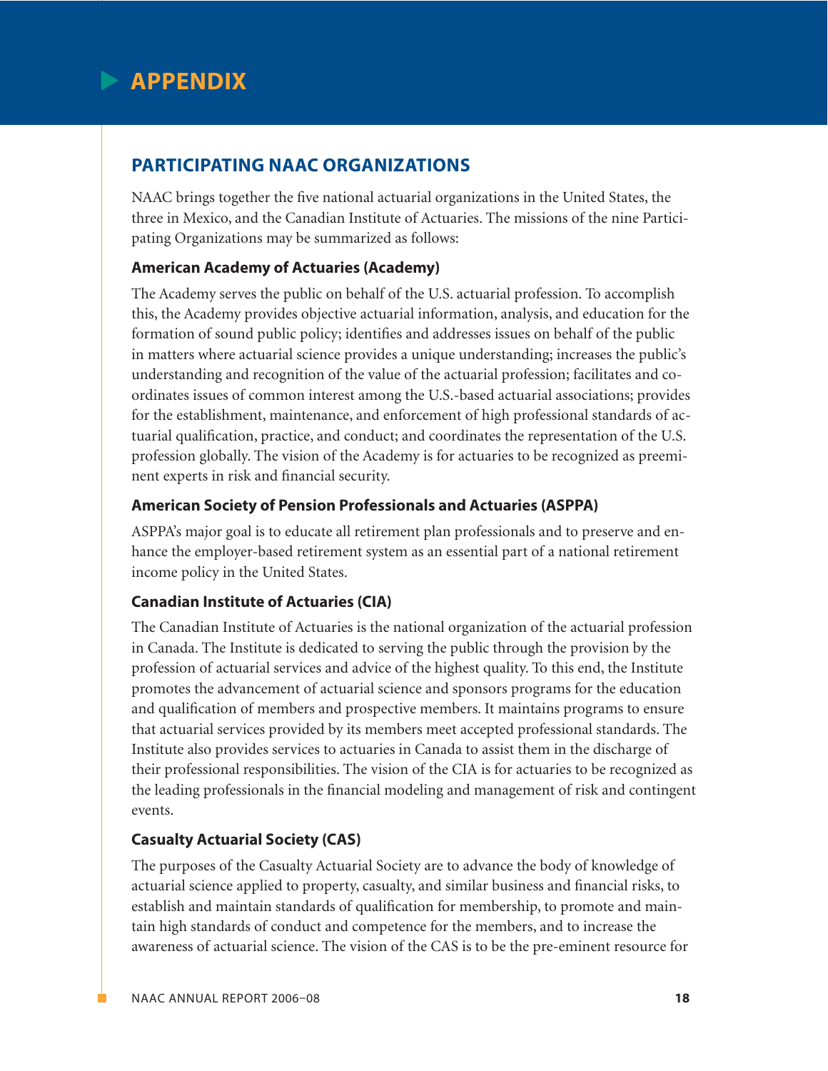# APPENDIX

## PARTICIPATING NAAC ORGANIZATIONS

NAAC brings together the five national actuarial organizations in the United States, the three in Mexico, and the Canadian Institute of Actuaries. The missions of the nine Participating Organizations may be summarized as follows:

### American Academy of Actuaries (Academy)

The Academy serves the public on behalf of the U.S. actuarial profession. To accomplish this, the Academy provides objective actuarial information, analysis, and education for the formation of sound public policy; identifies and addresses issues on behalf of the public in matters where actuarial science provides a unique understanding; increases the public's understanding and recognition of the value of the actuarial profession; facilitates and coordinates issues of common interest among the U.S.-based actuarial associations; provides for the establishment, maintenance, and enforcement of high professional standards of actuarial qualification, practice, and conduct; and coordinates the representation of the U.S. profession globally. The vision of the Academy is for actuaries to be recognized as preeminent experts in risk and financial security.

### American Society of Pension Professionals and Actuaries (ASPPA)

ASPPA's major goal is to educate all retirement plan professionals and to preserve and enhance the employer-based retirement system as an essential part of a national retirement income policy in the United States.

### Canadian Institute of Actuaries (CIA)

The Canadian Institute of Actuaries is the national organization of the actuarial profession in Canada. The Institute is dedicated to serving the public through the provision by the profession of actuarial services and advice of the highest quality. To this end, the Institute promotes the advancement of actuarial science and sponsors programs for the education and qualification of members and prospective members. It maintains programs to ensure that actuarial services provided by its members meet accepted professional standards. The Institute also provides services to actuaries in Canada to assist them in the discharge of their professional responsibilities. The vision of the CIA is for actuaries to be recognized as the leading professionals in the financial modeling and management of risk and contingent events.

### Casualty Actuarial Society (CAS)

The purposes of the Casualty Actuarial Society are to advance the body of knowledge of actuarial science applied to property, casualty, and similar business and financial risks, to establish and maintain standards of qualification for membership, to promote and maintain high standards of conduct and competence for the members, and to increase the awareness of actuarial science. The vision of the CAS is to be the pre-eminent resource for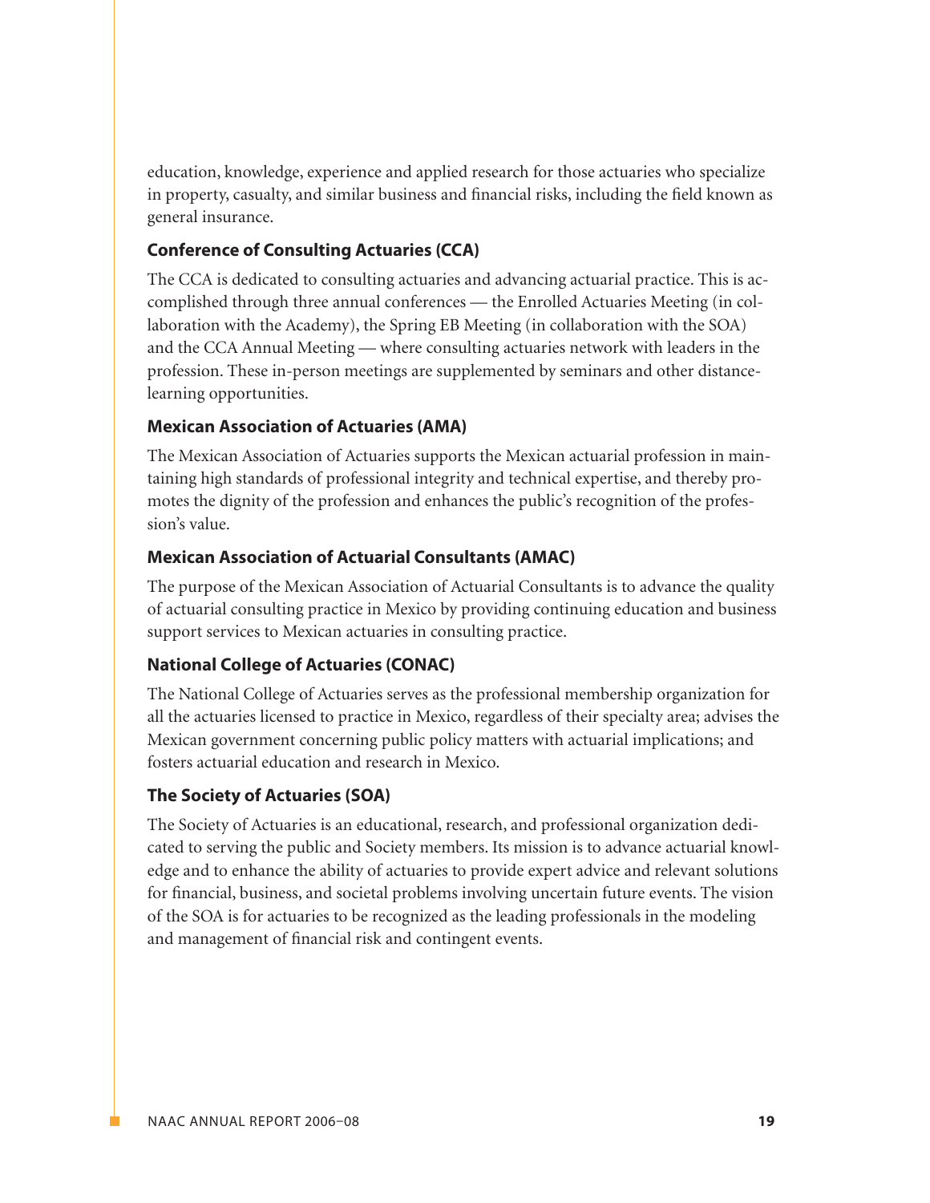education, knowledge, experience and applied research for those actuaries who specialize in property, casualty, and similar business and financial risks, including the field known as general insurance.

### Conference of Consulting Actuaries (CCA)

The CCA is dedicated to consulting actuaries and advancing actuarial practice. This is accomplished through three annual conferences — the Enrolled Actuaries Meeting (in collaboration with the Academy), the Spring EB Meeting (in collaboration with the SOA) and the CCA Annual Meeting — where consulting actuaries network with leaders in the profession. These in-person meetings are supplemented by seminars and other distance-learning opportunities.

### Mexican Association of Actuaries (AMA)

The Mexican Association of Actuaries supports the Mexican actuarial profession in maintaining high standards of professional integrity and technical expertise, and thereby promotes the dignity of the profession and enhances the public's recognition of the profession's value.

### Mexican Association of Actuarial Consultants (AMAC)

The purpose of the Mexican Association of Actuarial Consultants is to advance the quality of actuarial consulting practice in Mexico by providing continuing education and business support services to Mexican actuaries in consulting practice.

### National College of Actuaries (CONAC)

The National College of Actuaries serves as the professional membership organization for all the actuaries licensed to practice in Mexico, regardless of their specialty area; advises the Mexican government concerning public policy matters with actuarial implications; and fosters actuarial education and research in Mexico.

### The Society of Actuaries (SOA)

The Society of Actuaries is an educational, research, and professional organization dedicated to serving the public and Society members. Its mission is to advance actuarial knowledge and to enhance the ability of actuaries to provide expert advice and relevant solutions for financial, business, and societal problems involving uncertain future events. The vision of the SOA is for actuaries to be recognized as the leading professionals in the modeling and management of financial risk and contingent events.